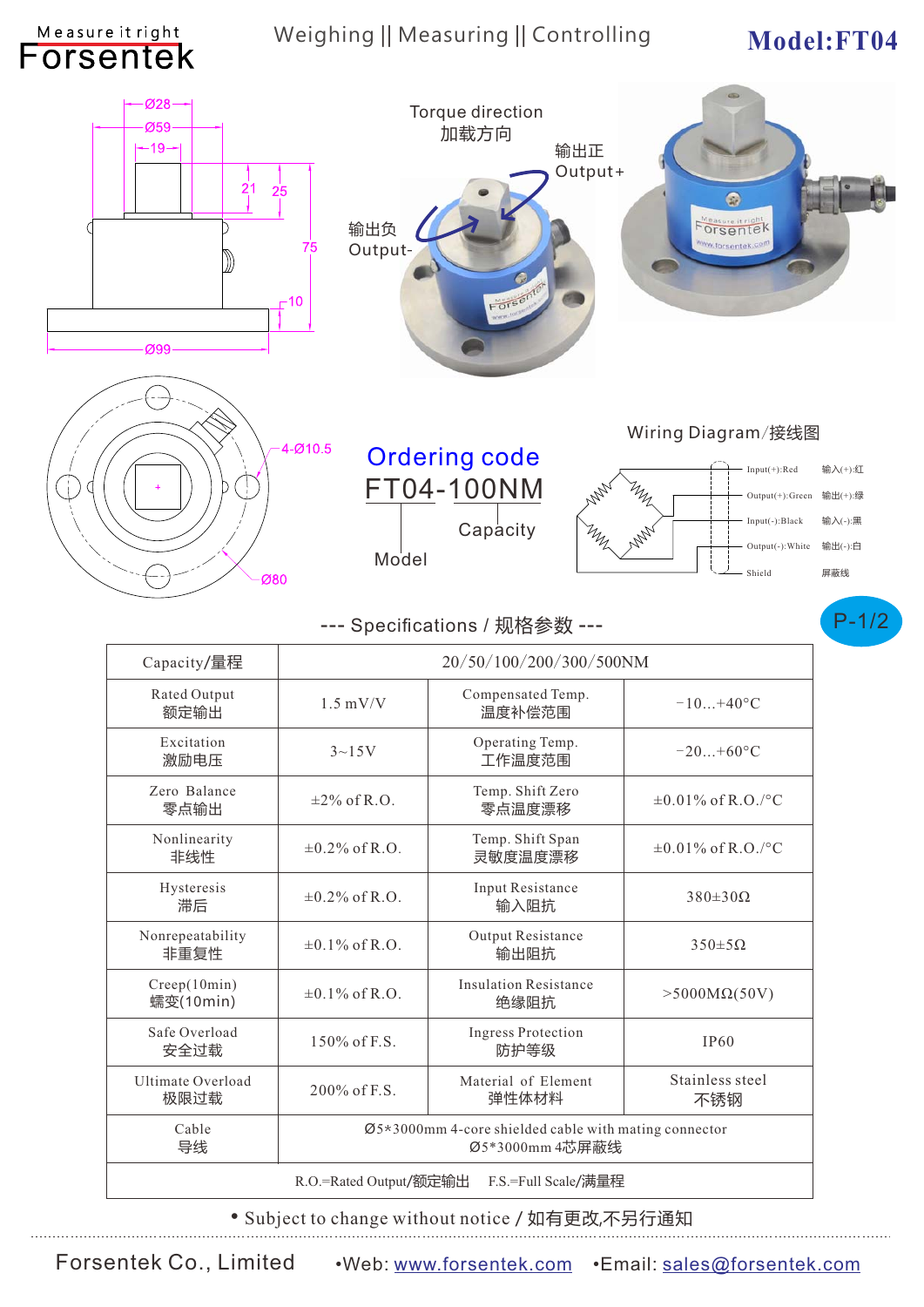Measure it right
Forsentek

Weighing || Measuring || Controlling

**Model:FT04**

Ø28
Ø59
19
21
25
75
10
Ø99

4-Ø10.5
Ø80

Torque direction
加载方向

输出正
Output+

输出负
Output-

## Ordering code

FT04-100NM

Capacity

Model

### Wiring Diagram/接线图

| | |
|---|---|
| Input(+):Red | 输入(+):红 |
| Output(+):Green | 输出(+):绿 |
| Input(-):Black | 输入(-):黑 |
| Output(-):White | 输出(-):白 |
| Shield | 屏蔽线 |

## --- Specifications / 规格参数 ---

| Capacity/量程 | 20/50/100/200/300/500NM | | |
|---|---|---|---|
| Rated Output 额定输出 | 1.5 mV/V | Compensated Temp. 温度补偿范围 | −10...+40°C |
| Excitation 激励电压 | 3~15V | Operating Temp. 工作温度范围 | −20...+60°C |
| Zero Balance 零点输出 | ±2% of R.O. | Temp. Shift Zero 零点温度漂移 | ±0.01% of R.O./°C |
| Nonlinearity 非线性 | ±0.2% of R.O. | Temp. Shift Span 灵敏度温度漂移 | ±0.01% of R.O./°C |
| Hysteresis 滞后 | ±0.2% of R.O. | Input Resistance 输入阻抗 | 380±30Ω |
| Nonrepeatability 非重复性 | ±0.1% of R.O. | Output Resistance 输出阻抗 | 350±5Ω |
| Creep(10min) 蠕变(10min) | ±0.1% of R.O. | Insulation Resistance 绝缘阻抗 | >5000MΩ(50V) |
| Safe Overload 安全过载 | 150% of F.S. | Ingress Protection 防护等级 | IP60 |
| Ultimate Overload 极限过载 | 200% of F.S. | Material of Element 弹性体材料 | Stainless steel 不锈钢 |
| Cable 导线 | Ø5*3000mm 4-core shielded cable with mating connector Ø5*3000mm 4芯屏蔽线 | | |
| R.O.=Rated Output/额定输出 F.S.=Full Scale/满量程 | | | |

• Subject to change without notice / 如有更改,不另行通知

Forsentek Co., Limited •Web: www.forsentek.com •Email: sales@forsentek.com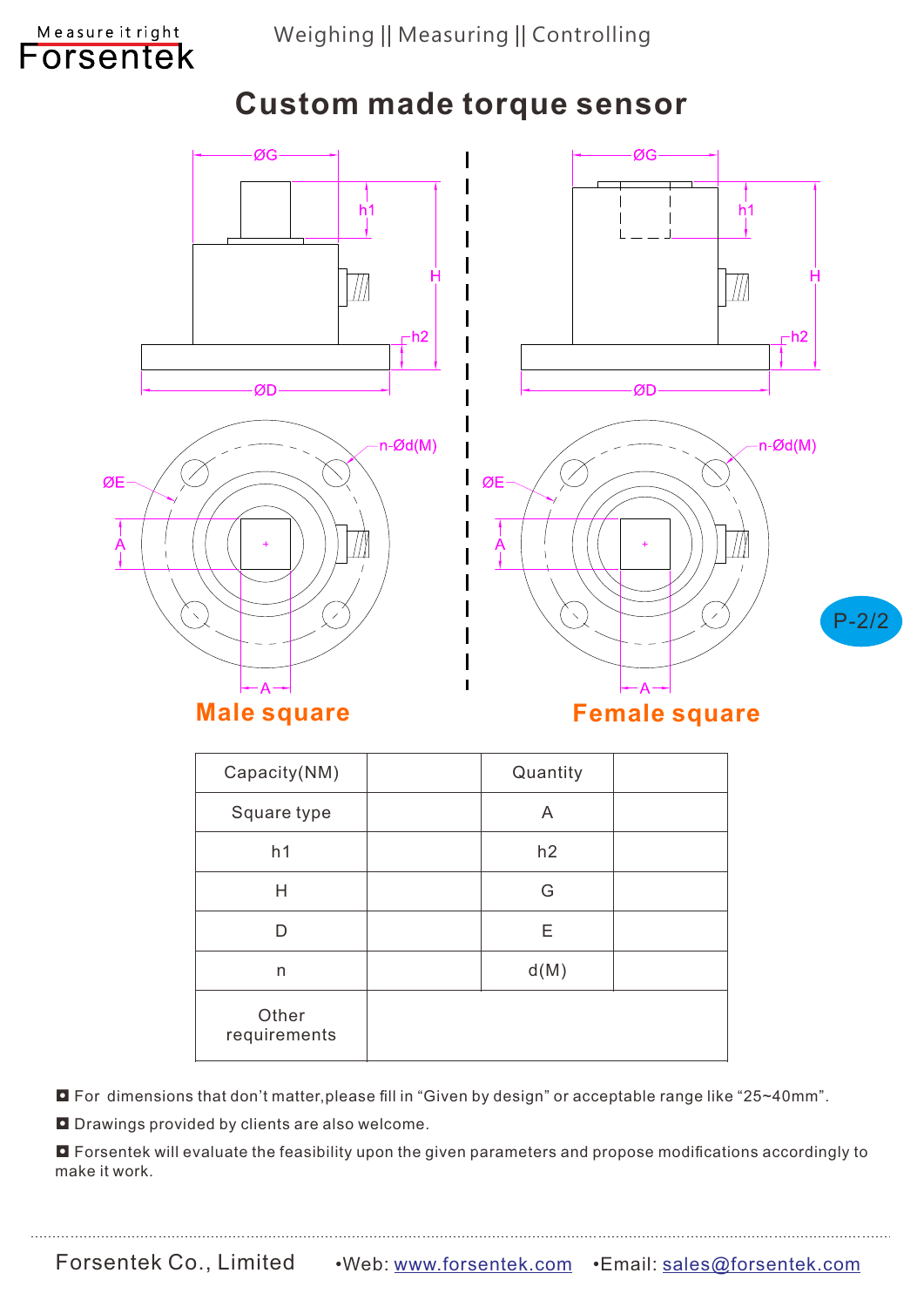# Custom made torque sensor

ØG
h1
H
h2
ØD
n-Ød(M)
ØE
A
A

**Male square**

ØG
h1
H
h2
ØD
n-Ød(M)
ØE
A
A

**Female square**

| | | | |
|---|---|---|---|
| Capacity(NM) | | Quantity | |
| Square type | | A | |
| h1 | | h2 | |
| H | | G | |
| D | | E | |
| n | | d(M) | |
| Other requirements | | | |

- For dimensions that don't matter,please fill in "Given by design" or acceptable range like "25~40mm".
- Drawings provided by clients are also welcome.
- Forsentek will evaluate the feasibility upon the given parameters and propose modifications accordingly to make it work.